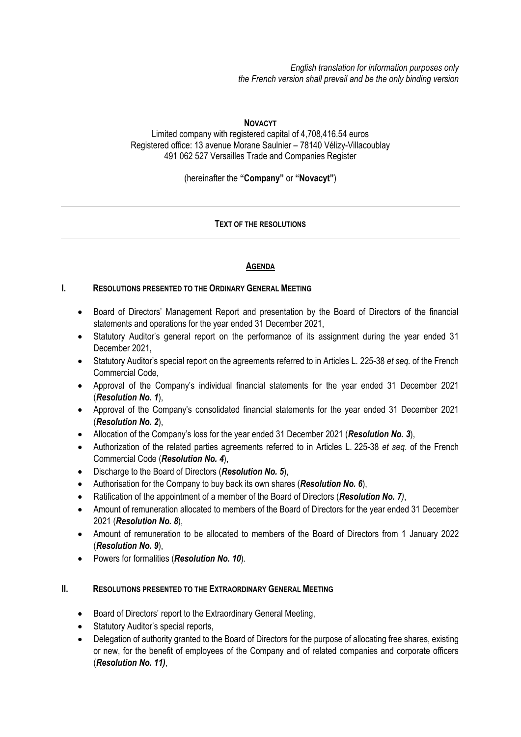*English translation for information purposes only*
*the French version shall prevail and be the only binding version*

**NOVACYT**

Limited company with registered capital of 4,708,416.54 euros
Registered office: 13 avenue Morane Saulnier – 78140 Vélizy-Villacoublay
491 062 527 Versailles Trade and Companies Register

(hereinafter the **"Company"** or **"Novacyt"**)

---

# TEXT OF THE RESOLUTIONS

---

## AGENDA

### I. RESOLUTIONS PRESENTED TO THE ORDINARY GENERAL MEETING

- Board of Directors' Management Report and presentation by the Board of Directors of the financial statements and operations for the year ended 31 December 2021,
- Statutory Auditor's general report on the performance of its assignment during the year ended 31 December 2021,
- Statutory Auditor's special report on the agreements referred to in Articles L. 225-38 *et seq.* of the French Commercial Code,
- Approval of the Company's individual financial statements for the year ended 31 December 2021 (***Resolution No. 1***),
- Approval of the Company's consolidated financial statements for the year ended 31 December 2021 (***Resolution No. 2***),
- Allocation of the Company's loss for the year ended 31 December 2021 (***Resolution No. 3***),
- Authorization of the related parties agreements referred to in Articles L. 225-38 *et seq*. of the French Commercial Code (***Resolution No. 4***),
- Discharge to the Board of Directors (***Resolution No. 5***),
- Authorisation for the Company to buy back its own shares (***Resolution No. 6***),
- Ratification of the appointment of a member of the Board of Directors (***Resolution No. 7)***,
- Amount of remuneration allocated to members of the Board of Directors for the year ended 31 December 2021 (***Resolution No. 8***),
- Amount of remuneration to be allocated to members of the Board of Directors from 1 January 2022 (***Resolution No. 9***),
- Powers for formalities (***Resolution No. 10***).

### II. RESOLUTIONS PRESENTED TO THE EXTRAORDINARY GENERAL MEETING

- Board of Directors' report to the Extraordinary General Meeting,
- Statutory Auditor's special reports,
- Delegation of authority granted to the Board of Directors for the purpose of allocating free shares, existing or new, for the benefit of employees of the Company and of related companies and corporate officers (***Resolution No. 11)***,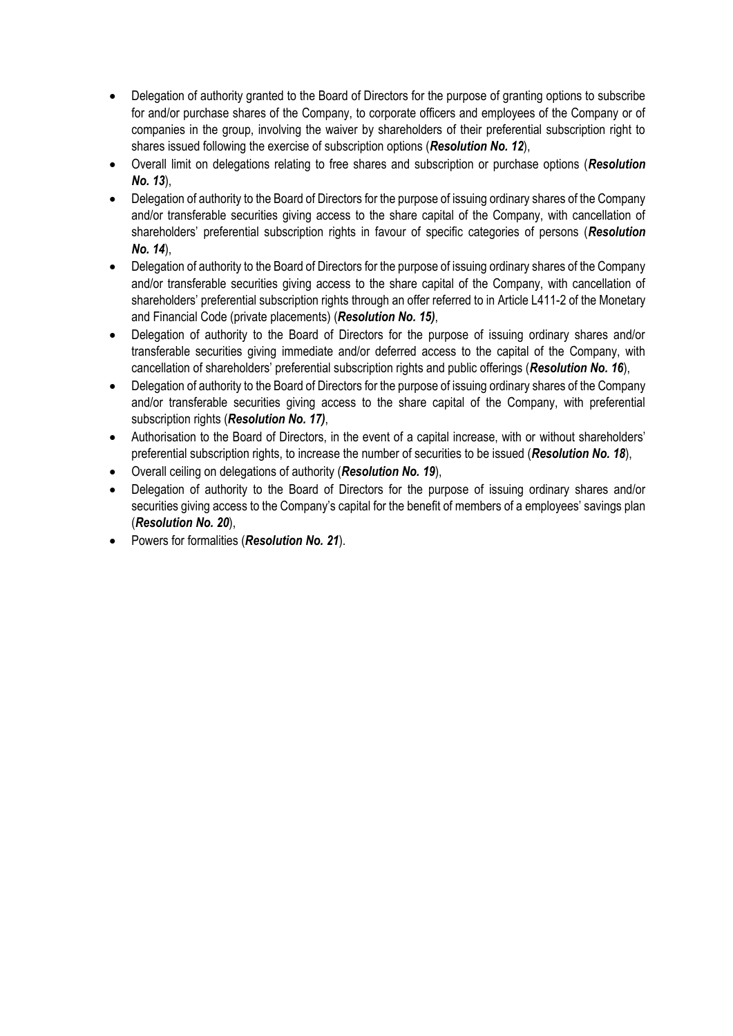- Delegation of authority granted to the Board of Directors for the purpose of granting options to subscribe for and/or purchase shares of the Company, to corporate officers and employees of the Company or of companies in the group, involving the waiver by shareholders of their preferential subscription right to shares issued following the exercise of subscription options (***Resolution No. 12***),
- Overall limit on delegations relating to free shares and subscription or purchase options (***Resolution No. 13***),
- Delegation of authority to the Board of Directors for the purpose of issuing ordinary shares of the Company and/or transferable securities giving access to the share capital of the Company, with cancellation of shareholders' preferential subscription rights in favour of specific categories of persons (***Resolution No. 14***),
- Delegation of authority to the Board of Directors for the purpose of issuing ordinary shares of the Company and/or transferable securities giving access to the share capital of the Company, with cancellation of shareholders' preferential subscription rights through an offer referred to in Article L411-2 of the Monetary and Financial Code (private placements) (***Resolution No. 15)***,
- Delegation of authority to the Board of Directors for the purpose of issuing ordinary shares and/or transferable securities giving immediate and/or deferred access to the capital of the Company, with cancellation of shareholders' preferential subscription rights and public offerings (***Resolution No. 16***),
- Delegation of authority to the Board of Directors for the purpose of issuing ordinary shares of the Company and/or transferable securities giving access to the share capital of the Company, with preferential subscription rights (***Resolution No. 17)***,
- Authorisation to the Board of Directors, in the event of a capital increase, with or without shareholders' preferential subscription rights, to increase the number of securities to be issued (***Resolution No. 18***),
- Overall ceiling on delegations of authority (***Resolution No. 19***),
- Delegation of authority to the Board of Directors for the purpose of issuing ordinary shares and/or securities giving access to the Company's capital for the benefit of members of a employees' savings plan (***Resolution No. 20***),
- Powers for formalities (***Resolution No. 21***).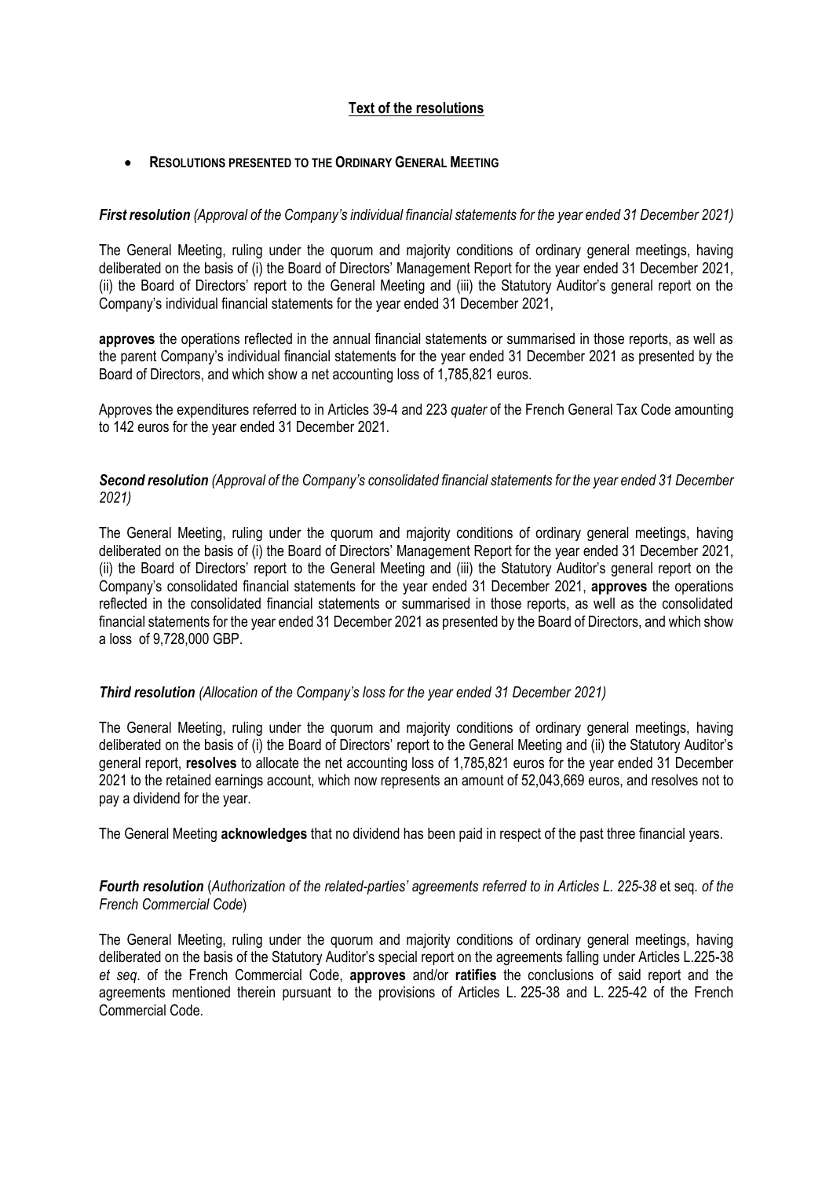## Text of the resolutions

- **RESOLUTIONS PRESENTED TO THE ORDINARY GENERAL MEETING**

***First resolution*** *(Approval of the Company's individual financial statements for the year ended 31 December 2021)*

The General Meeting, ruling under the quorum and majority conditions of ordinary general meetings, having deliberated on the basis of (i) the Board of Directors' Management Report for the year ended 31 December 2021, (ii) the Board of Directors' report to the General Meeting and (iii) the Statutory Auditor's general report on the Company's individual financial statements for the year ended 31 December 2021,

**approves** the operations reflected in the annual financial statements or summarised in those reports, as well as the parent Company's individual financial statements for the year ended 31 December 2021 as presented by the Board of Directors, and which show a net accounting loss of 1,785,821 euros.

Approves the expenditures referred to in Articles 39-4 and 223 *quater* of the French General Tax Code amounting to 142 euros for the year ended 31 December 2021.

***Second resolution*** *(Approval of the Company's consolidated financial statements for the year ended 31 December 2021)*

The General Meeting, ruling under the quorum and majority conditions of ordinary general meetings, having deliberated on the basis of (i) the Board of Directors' Management Report for the year ended 31 December 2021, (ii) the Board of Directors' report to the General Meeting and (iii) the Statutory Auditor's general report on the Company's consolidated financial statements for the year ended 31 December 2021, **approves** the operations reflected in the consolidated financial statements or summarised in those reports, as well as the consolidated financial statements for the year ended 31 December 2021 as presented by the Board of Directors, and which show a loss of 9,728,000 GBP.

***Third resolution*** *(Allocation of the Company's loss for the year ended 31 December 2021)*

The General Meeting, ruling under the quorum and majority conditions of ordinary general meetings, having deliberated on the basis of (i) the Board of Directors' report to the General Meeting and (ii) the Statutory Auditor's general report, **resolves** to allocate the net accounting loss of 1,785,821 euros for the year ended 31 December 2021 to the retained earnings account, which now represents an amount of 52,043,669 euros, and resolves not to pay a dividend for the year.

The General Meeting **acknowledges** that no dividend has been paid in respect of the past three financial years.

***Fourth resolution*** (*Authorization of the related-parties' agreements referred to in Articles L. 225-38* et seq. *of the French Commercial Code*)

The General Meeting, ruling under the quorum and majority conditions of ordinary general meetings, having deliberated on the basis of the Statutory Auditor's special report on the agreements falling under Articles L.225-38 *et seq*. of the French Commercial Code, **approves** and/or **ratifies** the conclusions of said report and the agreements mentioned therein pursuant to the provisions of Articles L. 225-38 and L. 225-42 of the French Commercial Code.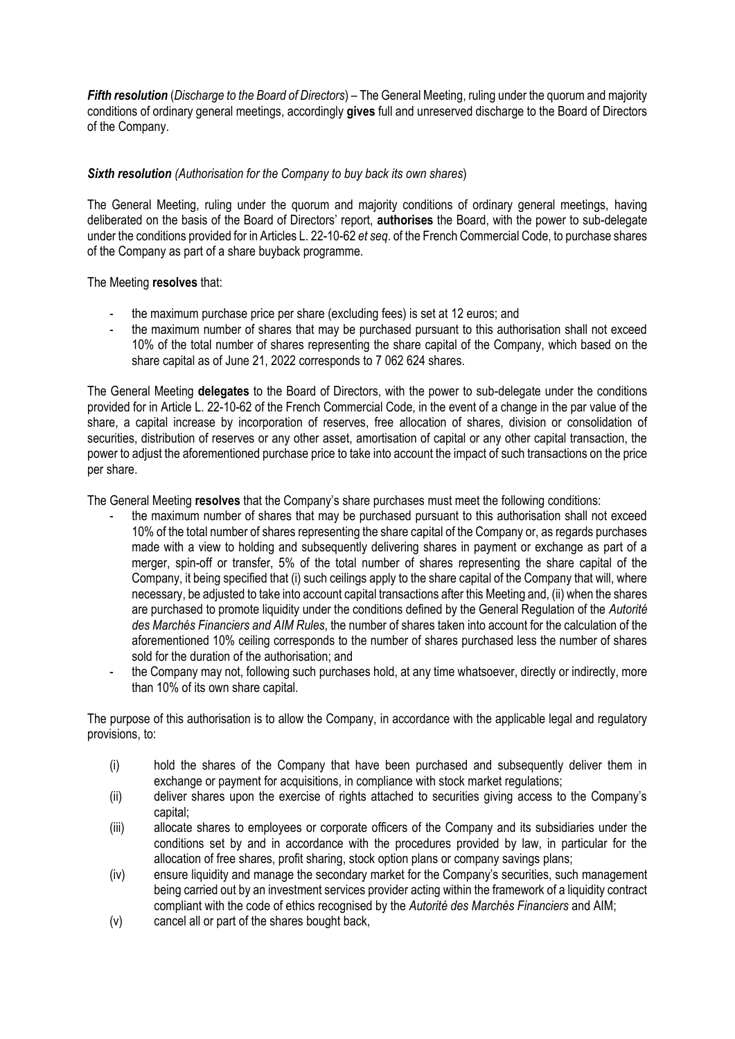***Fifth resolution*** (*Discharge to the Board of Directors*) – The General Meeting, ruling under the quorum and majority conditions of ordinary general meetings, accordingly **gives** full and unreserved discharge to the Board of Directors of the Company.

***Sixth resolution*** *(Authorisation for the Company to buy back its own shares*)

The General Meeting, ruling under the quorum and majority conditions of ordinary general meetings, having deliberated on the basis of the Board of Directors' report, **authorises** the Board, with the power to sub-delegate under the conditions provided for in Articles L. 22-10-62 *et seq*. of the French Commercial Code, to purchase shares of the Company as part of a share buyback programme.

The Meeting **resolves** that:

- the maximum purchase price per share (excluding fees) is set at 12 euros; and
- the maximum number of shares that may be purchased pursuant to this authorisation shall not exceed 10% of the total number of shares representing the share capital of the Company, which based on the share capital as of June 21, 2022 corresponds to 7 062 624 shares.

The General Meeting **delegates** to the Board of Directors, with the power to sub-delegate under the conditions provided for in Article L. 22-10-62 of the French Commercial Code, in the event of a change in the par value of the share, a capital increase by incorporation of reserves, free allocation of shares, division or consolidation of securities, distribution of reserves or any other asset, amortisation of capital or any other capital transaction, the power to adjust the aforementioned purchase price to take into account the impact of such transactions on the price per share.

The General Meeting **resolves** that the Company's share purchases must meet the following conditions:

- the maximum number of shares that may be purchased pursuant to this authorisation shall not exceed 10% of the total number of shares representing the share capital of the Company or, as regards purchases made with a view to holding and subsequently delivering shares in payment or exchange as part of a merger, spin-off or transfer, 5% of the total number of shares representing the share capital of the Company, it being specified that (i) such ceilings apply to the share capital of the Company that will, where necessary, be adjusted to take into account capital transactions after this Meeting and, (ii) when the shares are purchased to promote liquidity under the conditions defined by the General Regulation of the *Autorité des Marchés Financiers and AIM Rules*, the number of shares taken into account for the calculation of the aforementioned 10% ceiling corresponds to the number of shares purchased less the number of shares sold for the duration of the authorisation; and
- the Company may not, following such purchases hold, at any time whatsoever, directly or indirectly, more than 10% of its own share capital.

The purpose of this authorisation is to allow the Company, in accordance with the applicable legal and regulatory provisions, to:

(i) hold the shares of the Company that have been purchased and subsequently deliver them in exchange or payment for acquisitions, in compliance with stock market regulations;

(ii) deliver shares upon the exercise of rights attached to securities giving access to the Company's capital;

(iii) allocate shares to employees or corporate officers of the Company and its subsidiaries under the conditions set by and in accordance with the procedures provided by law, in particular for the allocation of free shares, profit sharing, stock option plans or company savings plans;

(iv) ensure liquidity and manage the secondary market for the Company's securities, such management being carried out by an investment services provider acting within the framework of a liquidity contract compliant with the code of ethics recognised by the *Autorité des Marchés Financiers* and AIM;

(v) cancel all or part of the shares bought back,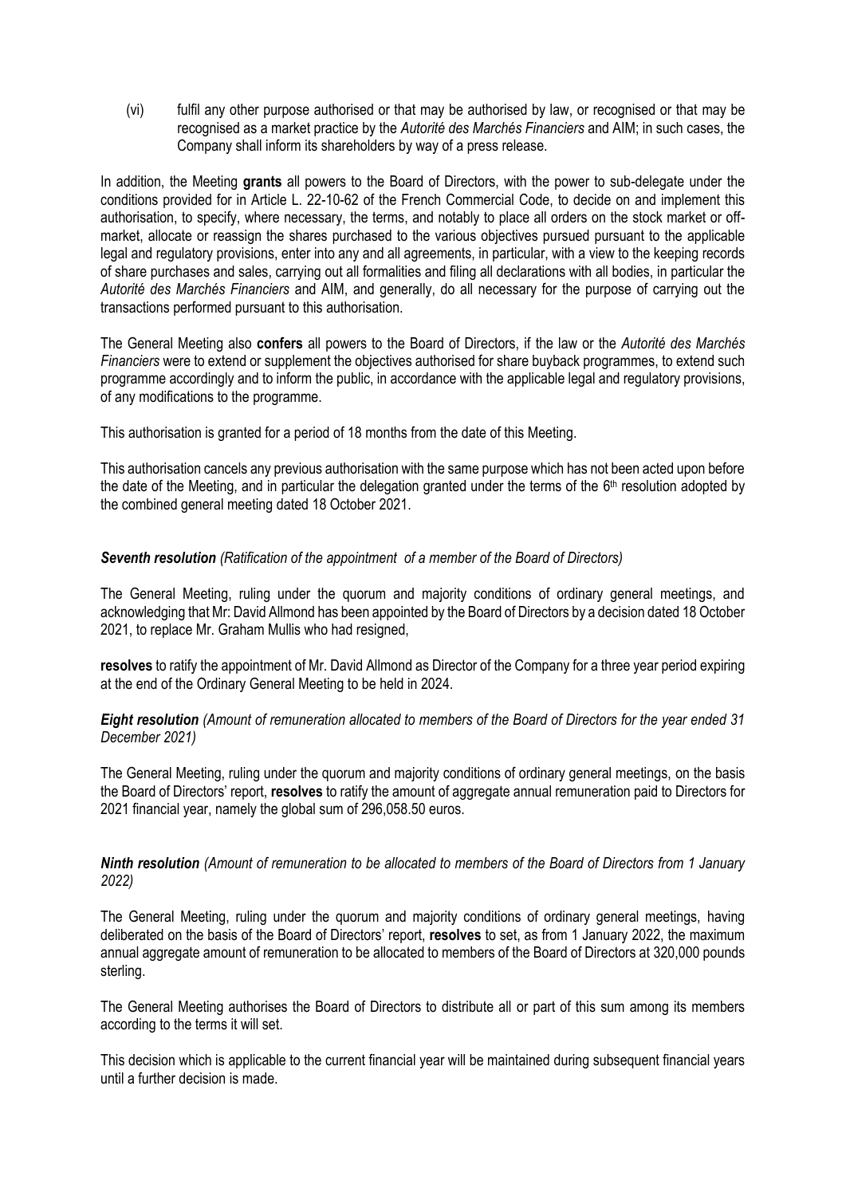(vi) fulfil any other purpose authorised or that may be authorised by law, or recognised or that may be recognised as a market practice by the *Autorité des Marchés Financiers* and AIM; in such cases, the Company shall inform its shareholders by way of a press release.

In addition, the Meeting **grants** all powers to the Board of Directors, with the power to sub-delegate under the conditions provided for in Article L. 22-10-62 of the French Commercial Code, to decide on and implement this authorisation, to specify, where necessary, the terms, and notably to place all orders on the stock market or off-market, allocate or reassign the shares purchased to the various objectives pursued pursuant to the applicable legal and regulatory provisions, enter into any and all agreements, in particular, with a view to the keeping records of share purchases and sales, carrying out all formalities and filing all declarations with all bodies, in particular the *Autorité des Marchés Financiers* and AIM, and generally, do all necessary for the purpose of carrying out the transactions performed pursuant to this authorisation.

The General Meeting also **confers** all powers to the Board of Directors, if the law or the *Autorité des Marchés Financiers* were to extend or supplement the objectives authorised for share buyback programmes, to extend such programme accordingly and to inform the public, in accordance with the applicable legal and regulatory provisions, of any modifications to the programme.

This authorisation is granted for a period of 18 months from the date of this Meeting.

This authorisation cancels any previous authorisation with the same purpose which has not been acted upon before the date of the Meeting, and in particular the delegation granted under the terms of the 6th resolution adopted by the combined general meeting dated 18 October 2021.

***Seventh resolution*** *(Ratification of the appointment of a member of the Board of Directors)*

The General Meeting, ruling under the quorum and majority conditions of ordinary general meetings, and acknowledging that Mr: David Allmond has been appointed by the Board of Directors by a decision dated 18 October 2021, to replace Mr. Graham Mullis who had resigned,

**resolves** to ratify the appointment of Mr. David Allmond as Director of the Company for a three year period expiring at the end of the Ordinary General Meeting to be held in 2024.

***Eight resolution*** *(Amount of remuneration allocated to members of the Board of Directors for the year ended 31 December 2021)*

The General Meeting, ruling under the quorum and majority conditions of ordinary general meetings, on the basis the Board of Directors' report, **resolves** to ratify the amount of aggregate annual remuneration paid to Directors for 2021 financial year, namely the global sum of 296,058.50 euros.

***Ninth resolution*** *(Amount of remuneration to be allocated to members of the Board of Directors from 1 January 2022)*

The General Meeting, ruling under the quorum and majority conditions of ordinary general meetings, having deliberated on the basis of the Board of Directors' report, **resolves** to set, as from 1 January 2022, the maximum annual aggregate amount of remuneration to be allocated to members of the Board of Directors at 320,000 pounds sterling.

The General Meeting authorises the Board of Directors to distribute all or part of this sum among its members according to the terms it will set.

This decision which is applicable to the current financial year will be maintained during subsequent financial years until a further decision is made.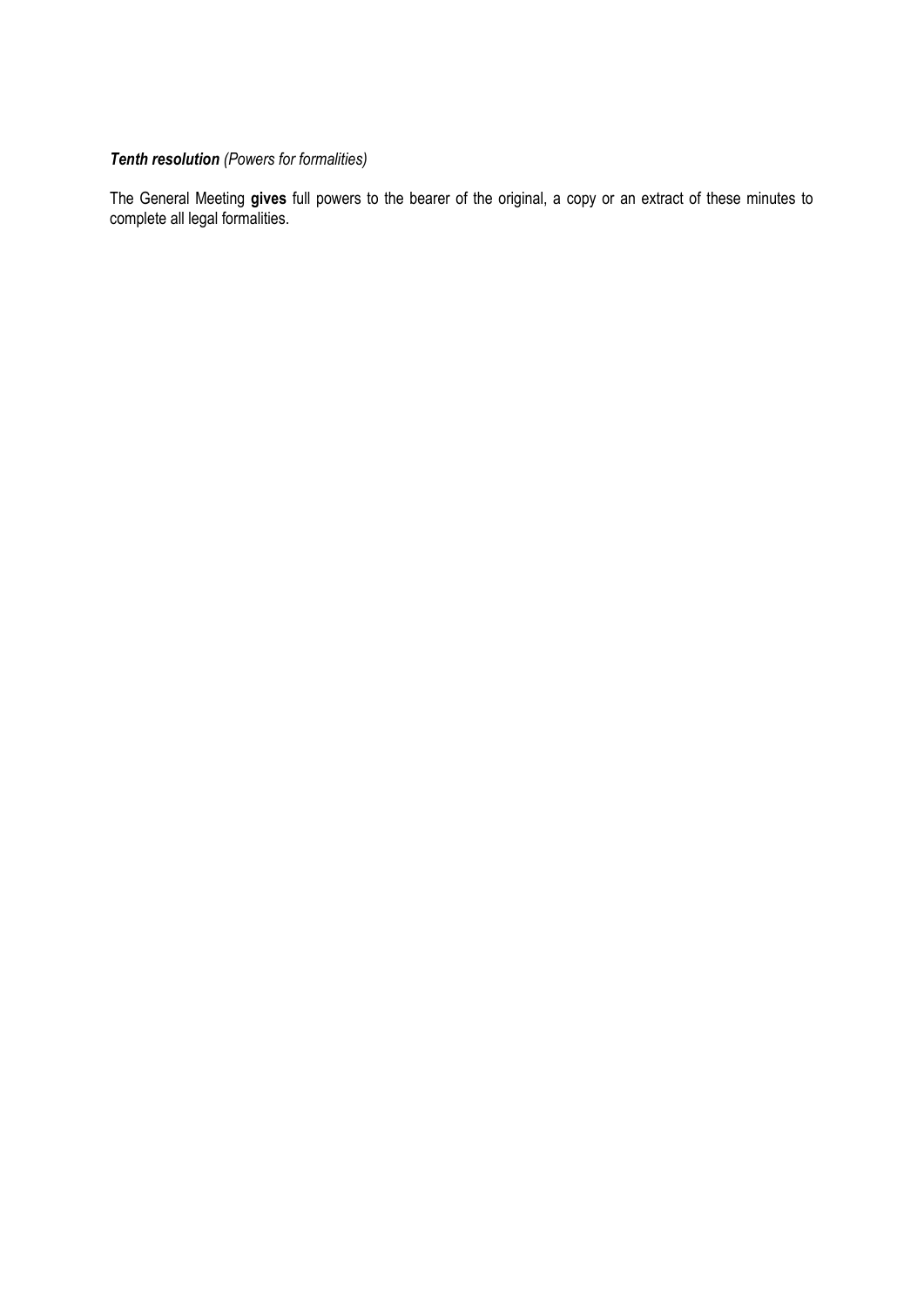***Tenth resolution*** *(Powers for formalities)*

The General Meeting **gives** full powers to the bearer of the original, a copy or an extract of these minutes to complete all legal formalities.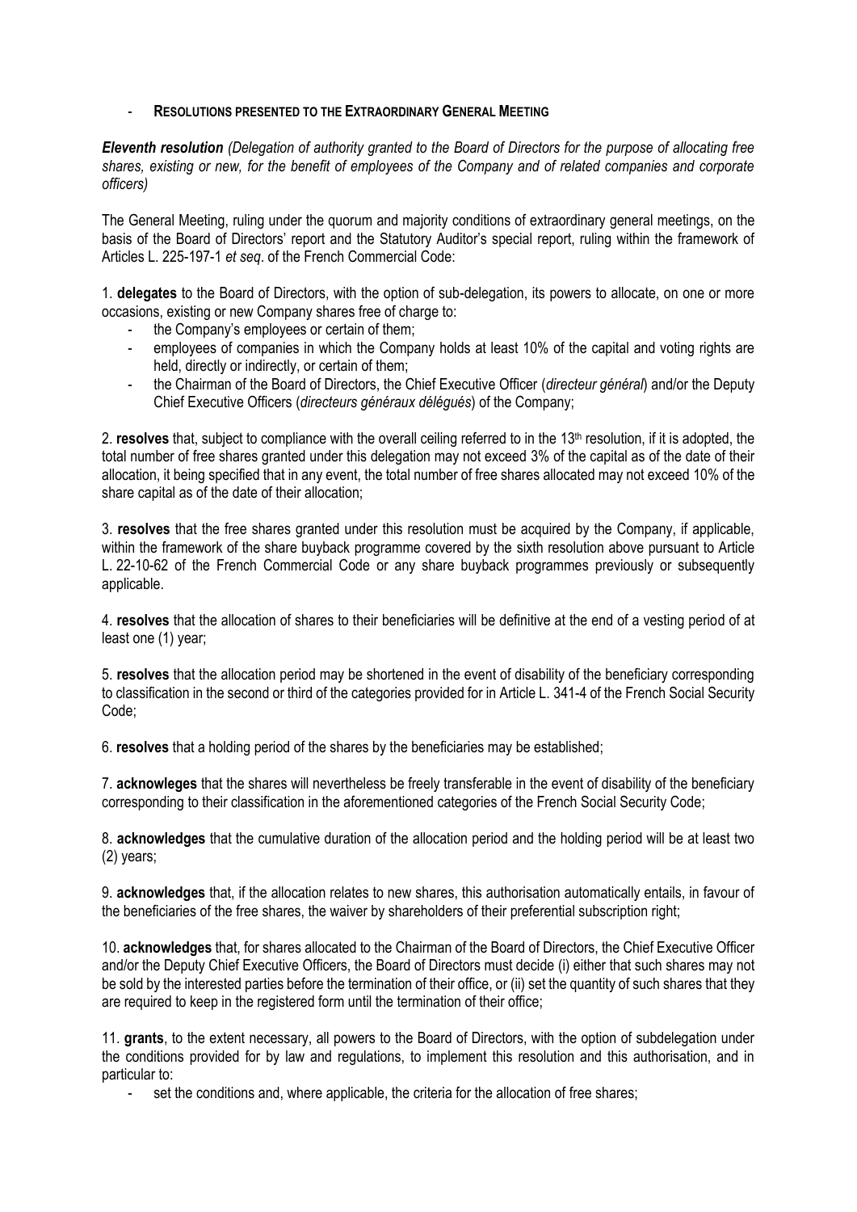- **RESOLUTIONS PRESENTED TO THE EXTRAORDINARY GENERAL MEETING**

***Eleventh resolution*** *(Delegation of authority granted to the Board of Directors for the purpose of allocating free shares, existing or new, for the benefit of employees of the Company and of related companies and corporate officers)*

The General Meeting, ruling under the quorum and majority conditions of extraordinary general meetings, on the basis of the Board of Directors' report and the Statutory Auditor's special report, ruling within the framework of Articles L. 225-197-1 *et seq*. of the French Commercial Code:

1. **delegates** to the Board of Directors, with the option of sub-delegation, its powers to allocate, on one or more occasions, existing or new Company shares free of charge to:
   - the Company's employees or certain of them;
   - employees of companies in which the Company holds at least 10% of the capital and voting rights are held, directly or indirectly, or certain of them;
   - the Chairman of the Board of Directors, the Chief Executive Officer (*directeur général*) and/or the Deputy Chief Executive Officers (*directeurs généraux délégués*) of the Company;

2. **resolves** that, subject to compliance with the overall ceiling referred to in the 13th resolution, if it is adopted, the total number of free shares granted under this delegation may not exceed 3% of the capital as of the date of their allocation, it being specified that in any event, the total number of free shares allocated may not exceed 10% of the share capital as of the date of their allocation;

3. **resolves** that the free shares granted under this resolution must be acquired by the Company, if applicable, within the framework of the share buyback programme covered by the sixth resolution above pursuant to Article L. 22-10-62 of the French Commercial Code or any share buyback programmes previously or subsequently applicable.

4. **resolves** that the allocation of shares to their beneficiaries will be definitive at the end of a vesting period of at least one (1) year;

5. **resolves** that the allocation period may be shortened in the event of disability of the beneficiary corresponding to classification in the second or third of the categories provided for in Article L. 341-4 of the French Social Security Code;

6. **resolves** that a holding period of the shares by the beneficiaries may be established;

7. **acknowleges** that the shares will nevertheless be freely transferable in the event of disability of the beneficiary corresponding to their classification in the aforementioned categories of the French Social Security Code;

8. **acknowledges** that the cumulative duration of the allocation period and the holding period will be at least two (2) years;

9. **acknowledges** that, if the allocation relates to new shares, this authorisation automatically entails, in favour of the beneficiaries of the free shares, the waiver by shareholders of their preferential subscription right;

10. **acknowledges** that, for shares allocated to the Chairman of the Board of Directors, the Chief Executive Officer and/or the Deputy Chief Executive Officers, the Board of Directors must decide (i) either that such shares may not be sold by the interested parties before the termination of their office, or (ii) set the quantity of such shares that they are required to keep in the registered form until the termination of their office;

11. **grants**, to the extent necessary, all powers to the Board of Directors, with the option of subdelegation under the conditions provided for by law and regulations, to implement this resolution and this authorisation, and in particular to:
    - set the conditions and, where applicable, the criteria for the allocation of free shares;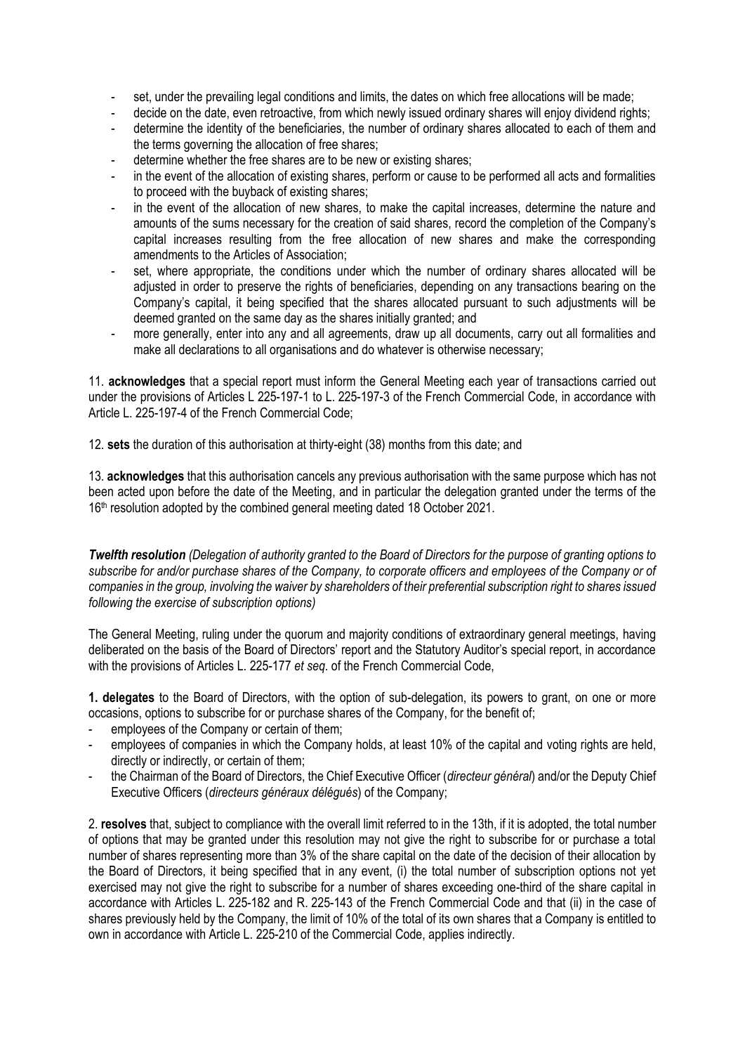- set, under the prevailing legal conditions and limits, the dates on which free allocations will be made;
- decide on the date, even retroactive, from which newly issued ordinary shares will enjoy dividend rights;
- determine the identity of the beneficiaries, the number of ordinary shares allocated to each of them and the terms governing the allocation of free shares;
- determine whether the free shares are to be new or existing shares;
- in the event of the allocation of existing shares, perform or cause to be performed all acts and formalities to proceed with the buyback of existing shares;
- in the event of the allocation of new shares, to make the capital increases, determine the nature and amounts of the sums necessary for the creation of said shares, record the completion of the Company's capital increases resulting from the free allocation of new shares and make the corresponding amendments to the Articles of Association;
- set, where appropriate, the conditions under which the number of ordinary shares allocated will be adjusted in order to preserve the rights of beneficiaries, depending on any transactions bearing on the Company's capital, it being specified that the shares allocated pursuant to such adjustments will be deemed granted on the same day as the shares initially granted; and
- more generally, enter into any and all agreements, draw up all documents, carry out all formalities and make all declarations to all organisations and do whatever is otherwise necessary;

11. **acknowledges** that a special report must inform the General Meeting each year of transactions carried out under the provisions of Articles L 225-197-1 to L. 225-197-3 of the French Commercial Code, in accordance with Article L. 225-197-4 of the French Commercial Code;

12. **sets** the duration of this authorisation at thirty-eight (38) months from this date; and

13. **acknowledges** that this authorisation cancels any previous authorisation with the same purpose which has not been acted upon before the date of the Meeting, and in particular the delegation granted under the terms of the 16th resolution adopted by the combined general meeting dated 18 October 2021.

***Twelfth resolution*** *(Delegation of authority granted to the Board of Directors for the purpose of granting options to subscribe for and/or purchase shares of the Company, to corporate officers and employees of the Company or of companies in the group, involving the waiver by shareholders of their preferential subscription right to shares issued following the exercise of subscription options)*

The General Meeting, ruling under the quorum and majority conditions of extraordinary general meetings, having deliberated on the basis of the Board of Directors' report and the Statutory Auditor's special report, in accordance with the provisions of Articles L. 225-177 *et seq*. of the French Commercial Code,

**1. delegates** to the Board of Directors, with the option of sub-delegation, its powers to grant, on one or more occasions, options to subscribe for or purchase shares of the Company, for the benefit of;

- employees of the Company or certain of them;
- employees of companies in which the Company holds, at least 10% of the capital and voting rights are held, directly or indirectly, or certain of them;
- the Chairman of the Board of Directors, the Chief Executive Officer (*directeur général*) and/or the Deputy Chief Executive Officers (*directeurs généraux délégués*) of the Company;

2. **resolves** that, subject to compliance with the overall limit referred to in the 13th, if it is adopted, the total number of options that may be granted under this resolution may not give the right to subscribe for or purchase a total number of shares representing more than 3% of the share capital on the date of the decision of their allocation by the Board of Directors, it being specified that in any event, (i) the total number of subscription options not yet exercised may not give the right to subscribe for a number of shares exceeding one-third of the share capital in accordance with Articles L. 225-182 and R. 225-143 of the French Commercial Code and that (ii) in the case of shares previously held by the Company, the limit of 10% of the total of its own shares that a Company is entitled to own in accordance with Article L. 225-210 of the Commercial Code, applies indirectly.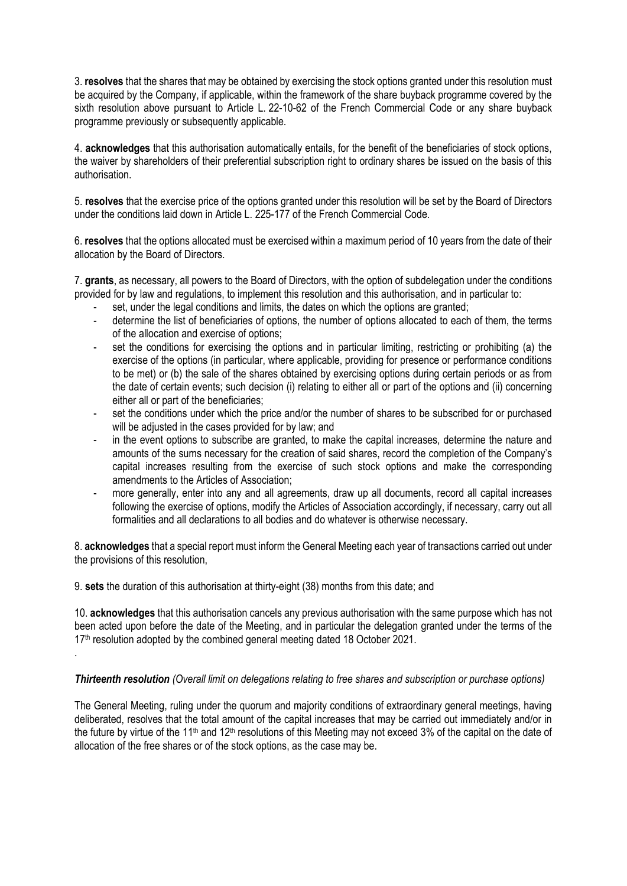3. **resolves** that the shares that may be obtained by exercising the stock options granted under this resolution must be acquired by the Company, if applicable, within the framework of the share buyback programme covered by the sixth resolution above pursuant to Article L. 22-10-62 of the French Commercial Code or any share buyback programme previously or subsequently applicable.

4. **acknowledges** that this authorisation automatically entails, for the benefit of the beneficiaries of stock options, the waiver by shareholders of their preferential subscription right to ordinary shares be issued on the basis of this authorisation.

5. **resolves** that the exercise price of the options granted under this resolution will be set by the Board of Directors under the conditions laid down in Article L. 225-177 of the French Commercial Code.

6. **resolves** that the options allocated must be exercised within a maximum period of 10 years from the date of their allocation by the Board of Directors.

7. **grants**, as necessary, all powers to the Board of Directors, with the option of subdelegation under the conditions provided for by law and regulations, to implement this resolution and this authorisation, and in particular to:

- set, under the legal conditions and limits, the dates on which the options are granted;
- determine the list of beneficiaries of options, the number of options allocated to each of them, the terms of the allocation and exercise of options;
- set the conditions for exercising the options and in particular limiting, restricting or prohibiting (a) the exercise of the options (in particular, where applicable, providing for presence or performance conditions to be met) or (b) the sale of the shares obtained by exercising options during certain periods or as from the date of certain events; such decision (i) relating to either all or part of the options and (ii) concerning either all or part of the beneficiaries;
- set the conditions under which the price and/or the number of shares to be subscribed for or purchased will be adjusted in the cases provided for by law; and
- in the event options to subscribe are granted, to make the capital increases, determine the nature and amounts of the sums necessary for the creation of said shares, record the completion of the Company's capital increases resulting from the exercise of such stock options and make the corresponding amendments to the Articles of Association;
- more generally, enter into any and all agreements, draw up all documents, record all capital increases following the exercise of options, modify the Articles of Association accordingly, if necessary, carry out all formalities and all declarations to all bodies and do whatever is otherwise necessary.

8. **acknowledges** that a special report must inform the General Meeting each year of transactions carried out under the provisions of this resolution,

9. **sets** the duration of this authorisation at thirty-eight (38) months from this date; and

10. **acknowledges** that this authorisation cancels any previous authorisation with the same purpose which has not been acted upon before the date of the Meeting, and in particular the delegation granted under the terms of the 17th resolution adopted by the combined general meeting dated 18 October 2021.

.

***Thirteenth resolution*** *(Overall limit on delegations relating to free shares and subscription or purchase options)*

The General Meeting, ruling under the quorum and majority conditions of extraordinary general meetings, having deliberated, resolves that the total amount of the capital increases that may be carried out immediately and/or in the future by virtue of the 11th and 12th resolutions of this Meeting may not exceed 3% of the capital on the date of allocation of the free shares or of the stock options, as the case may be.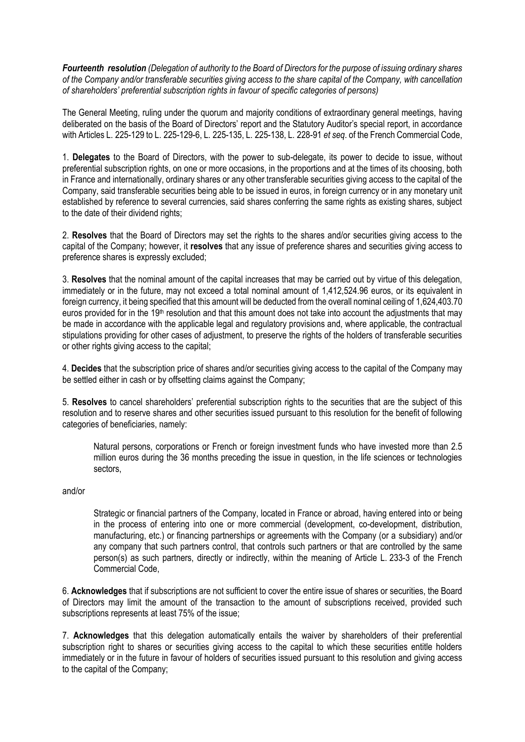***Fourteenth resolution*** *(Delegation of authority to the Board of Directors for the purpose of issuing ordinary shares of the Company and/or transferable securities giving access to the share capital of the Company, with cancellation of shareholders' preferential subscription rights in favour of specific categories of persons)*

The General Meeting, ruling under the quorum and majority conditions of extraordinary general meetings, having deliberated on the basis of the Board of Directors' report and the Statutory Auditor's special report, in accordance with Articles L. 225-129 to L. 225-129-6, L. 225-135, L. 225-138, L. 228-91 *et seq*. of the French Commercial Code,

1. **Delegates** to the Board of Directors, with the power to sub-delegate, its power to decide to issue, without preferential subscription rights, on one or more occasions, in the proportions and at the times of its choosing, both in France and internationally, ordinary shares or any other transferable securities giving access to the capital of the Company, said transferable securities being able to be issued in euros, in foreign currency or in any monetary unit established by reference to several currencies, said shares conferring the same rights as existing shares, subject to the date of their dividend rights;

2. **Resolves** that the Board of Directors may set the rights to the shares and/or securities giving access to the capital of the Company; however, it **resolves** that any issue of preference shares and securities giving access to preference shares is expressly excluded;

3. **Resolves** that the nominal amount of the capital increases that may be carried out by virtue of this delegation, immediately or in the future, may not exceed a total nominal amount of 1,412,524.96 euros, or its equivalent in foreign currency, it being specified that this amount will be deducted from the overall nominal ceiling of 1,624,403.70 euros provided for in the 19th resolution and that this amount does not take into account the adjustments that may be made in accordance with the applicable legal and regulatory provisions and, where applicable, the contractual stipulations providing for other cases of adjustment, to preserve the rights of the holders of transferable securities or other rights giving access to the capital;

4. **Decides** that the subscription price of shares and/or securities giving access to the capital of the Company may be settled either in cash or by offsetting claims against the Company;

5. **Resolves** to cancel shareholders' preferential subscription rights to the securities that are the subject of this resolution and to reserve shares and other securities issued pursuant to this resolution for the benefit of following categories of beneficiaries, namely:

   Natural persons, corporations or French or foreign investment funds who have invested more than 2.5 million euros during the 36 months preceding the issue in question, in the life sciences or technologies sectors,

and/or

   Strategic or financial partners of the Company, located in France or abroad, having entered into or being in the process of entering into one or more commercial (development, co-development, distribution, manufacturing, etc.) or financing partnerships or agreements with the Company (or a subsidiary) and/or any company that such partners control, that controls such partners or that are controlled by the same person(s) as such partners, directly or indirectly, within the meaning of Article L. 233-3 of the French Commercial Code,

6. **Acknowledges** that if subscriptions are not sufficient to cover the entire issue of shares or securities, the Board of Directors may limit the amount of the transaction to the amount of subscriptions received, provided such subscriptions represents at least 75% of the issue;

7. **Acknowledges** that this delegation automatically entails the waiver by shareholders of their preferential subscription right to shares or securities giving access to the capital to which these securities entitle holders immediately or in the future in favour of holders of securities issued pursuant to this resolution and giving access to the capital of the Company;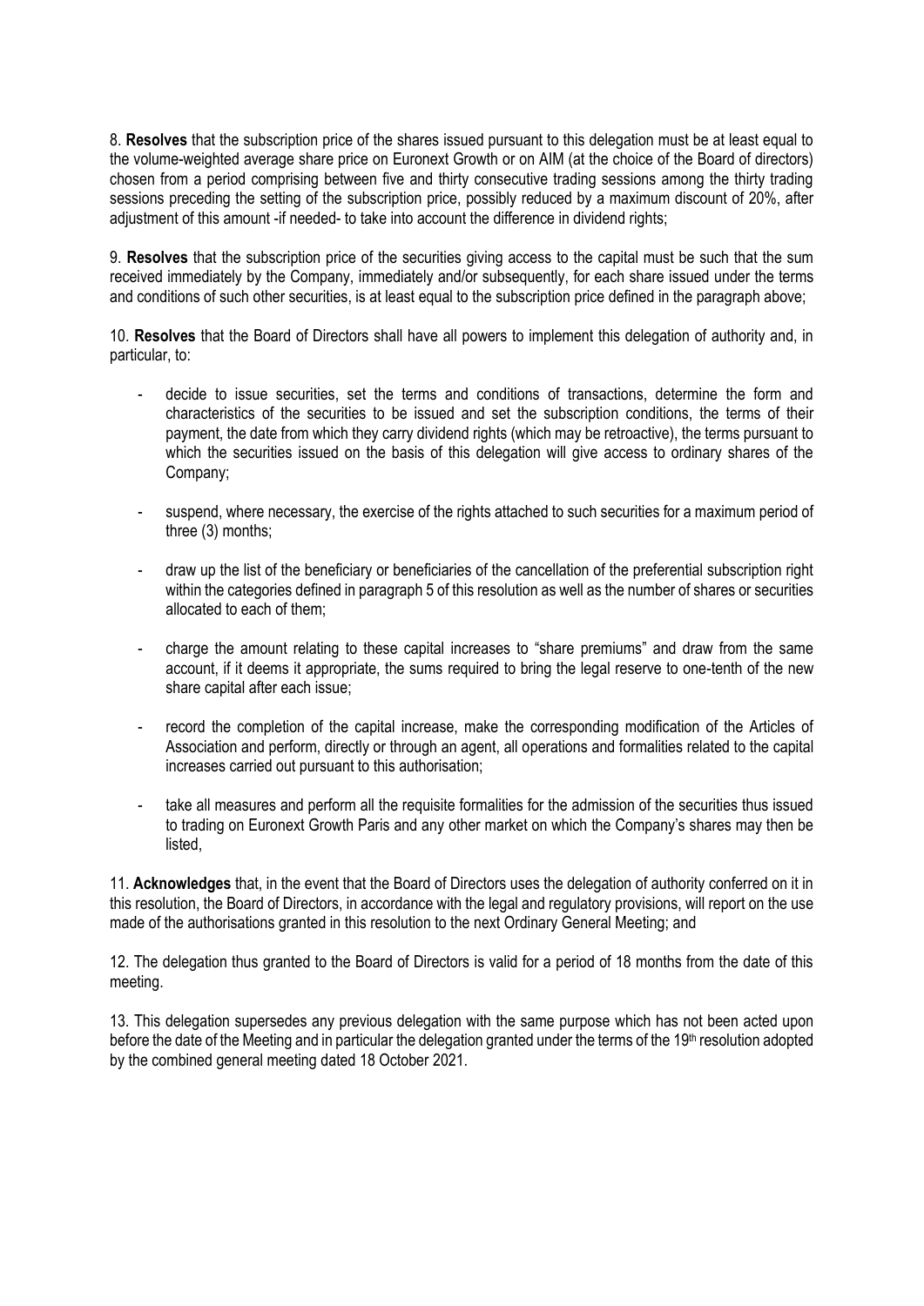8. **Resolves** that the subscription price of the shares issued pursuant to this delegation must be at least equal to the volume-weighted average share price on Euronext Growth or on AIM (at the choice of the Board of directors) chosen from a period comprising between five and thirty consecutive trading sessions among the thirty trading sessions preceding the setting of the subscription price, possibly reduced by a maximum discount of 20%, after adjustment of this amount -if needed- to take into account the difference in dividend rights;

9. **Resolves** that the subscription price of the securities giving access to the capital must be such that the sum received immediately by the Company, immediately and/or subsequently, for each share issued under the terms and conditions of such other securities, is at least equal to the subscription price defined in the paragraph above;

10. **Resolves** that the Board of Directors shall have all powers to implement this delegation of authority and, in particular, to:

- decide to issue securities, set the terms and conditions of transactions, determine the form and characteristics of the securities to be issued and set the subscription conditions, the terms of their payment, the date from which they carry dividend rights (which may be retroactive), the terms pursuant to which the securities issued on the basis of this delegation will give access to ordinary shares of the Company;

- suspend, where necessary, the exercise of the rights attached to such securities for a maximum period of three (3) months;

- draw up the list of the beneficiary or beneficiaries of the cancellation of the preferential subscription right within the categories defined in paragraph 5 of this resolution as well as the number of shares or securities allocated to each of them;

- charge the amount relating to these capital increases to "share premiums" and draw from the same account, if it deems it appropriate, the sums required to bring the legal reserve to one-tenth of the new share capital after each issue;

- record the completion of the capital increase, make the corresponding modification of the Articles of Association and perform, directly or through an agent, all operations and formalities related to the capital increases carried out pursuant to this authorisation;

- take all measures and perform all the requisite formalities for the admission of the securities thus issued to trading on Euronext Growth Paris and any other market on which the Company's shares may then be listed,

11. **Acknowledges** that, in the event that the Board of Directors uses the delegation of authority conferred on it in this resolution, the Board of Directors, in accordance with the legal and regulatory provisions, will report on the use made of the authorisations granted in this resolution to the next Ordinary General Meeting; and

12. The delegation thus granted to the Board of Directors is valid for a period of 18 months from the date of this meeting.

13. This delegation supersedes any previous delegation with the same purpose which has not been acted upon before the date of the Meeting and in particular the delegation granted under the terms of the 19th resolution adopted by the combined general meeting dated 18 October 2021.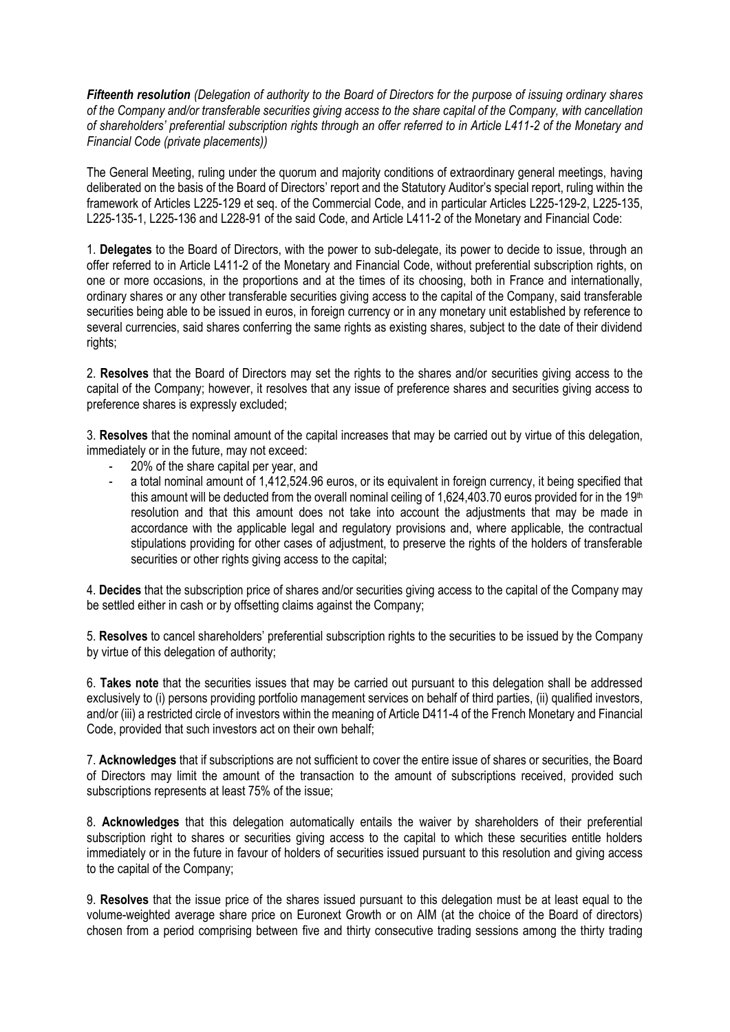***Fifteenth resolution*** *(Delegation of authority to the Board of Directors for the purpose of issuing ordinary shares of the Company and/or transferable securities giving access to the share capital of the Company, with cancellation of shareholders' preferential subscription rights through an offer referred to in Article L411-2 of the Monetary and Financial Code (private placements))*

The General Meeting, ruling under the quorum and majority conditions of extraordinary general meetings, having deliberated on the basis of the Board of Directors' report and the Statutory Auditor's special report, ruling within the framework of Articles L225-129 et seq. of the Commercial Code, and in particular Articles L225-129-2, L225-135, L225-135-1, L225-136 and L228-91 of the said Code, and Article L411-2 of the Monetary and Financial Code:

1. **Delegates** to the Board of Directors, with the power to sub-delegate, its power to decide to issue, through an offer referred to in Article L411-2 of the Monetary and Financial Code, without preferential subscription rights, on one or more occasions, in the proportions and at the times of its choosing, both in France and internationally, ordinary shares or any other transferable securities giving access to the capital of the Company, said transferable securities being able to be issued in euros, in foreign currency or in any monetary unit established by reference to several currencies, said shares conferring the same rights as existing shares, subject to the date of their dividend rights;

2. **Resolves** that the Board of Directors may set the rights to the shares and/or securities giving access to the capital of the Company; however, it resolves that any issue of preference shares and securities giving access to preference shares is expressly excluded;

3. **Resolves** that the nominal amount of the capital increases that may be carried out by virtue of this delegation, immediately or in the future, may not exceed:
   - 20% of the share capital per year, and
   - a total nominal amount of 1,412,524.96 euros, or its equivalent in foreign currency, it being specified that this amount will be deducted from the overall nominal ceiling of 1,624,403.70 euros provided for in the 19th resolution and that this amount does not take into account the adjustments that may be made in accordance with the applicable legal and regulatory provisions and, where applicable, the contractual stipulations providing for other cases of adjustment, to preserve the rights of the holders of transferable securities or other rights giving access to the capital;

4. **Decides** that the subscription price of shares and/or securities giving access to the capital of the Company may be settled either in cash or by offsetting claims against the Company;

5. **Resolves** to cancel shareholders' preferential subscription rights to the securities to be issued by the Company by virtue of this delegation of authority;

6. **Takes note** that the securities issues that may be carried out pursuant to this delegation shall be addressed exclusively to (i) persons providing portfolio management services on behalf of third parties, (ii) qualified investors, and/or (iii) a restricted circle of investors within the meaning of Article D411-4 of the French Monetary and Financial Code, provided that such investors act on their own behalf;

7. **Acknowledges** that if subscriptions are not sufficient to cover the entire issue of shares or securities, the Board of Directors may limit the amount of the transaction to the amount of subscriptions received, provided such subscriptions represents at least 75% of the issue;

8. **Acknowledges** that this delegation automatically entails the waiver by shareholders of their preferential subscription right to shares or securities giving access to the capital to which these securities entitle holders immediately or in the future in favour of holders of securities issued pursuant to this resolution and giving access to the capital of the Company;

9. **Resolves** that the issue price of the shares issued pursuant to this delegation must be at least equal to the volume-weighted average share price on Euronext Growth or on AIM (at the choice of the Board of directors) chosen from a period comprising between five and thirty consecutive trading sessions among the thirty trading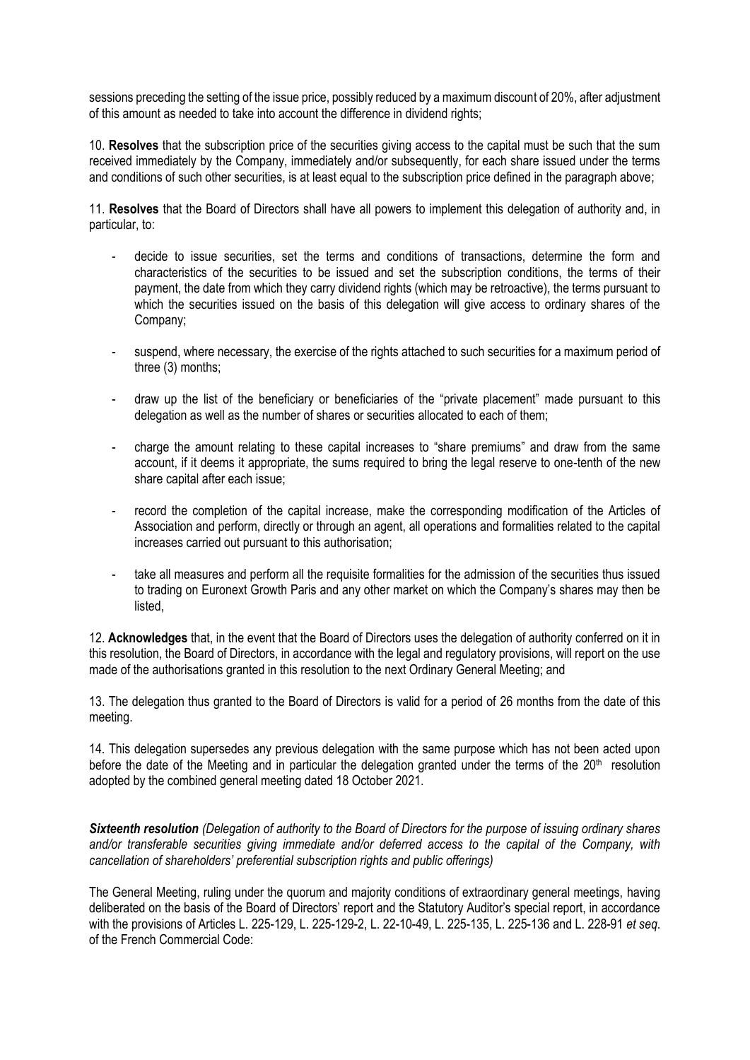sessions preceding the setting of the issue price, possibly reduced by a maximum discount of 20%, after adjustment of this amount as needed to take into account the difference in dividend rights;

10. **Resolves** that the subscription price of the securities giving access to the capital must be such that the sum received immediately by the Company, immediately and/or subsequently, for each share issued under the terms and conditions of such other securities, is at least equal to the subscription price defined in the paragraph above;

11. **Resolves** that the Board of Directors shall have all powers to implement this delegation of authority and, in particular, to:

- decide to issue securities, set the terms and conditions of transactions, determine the form and characteristics of the securities to be issued and set the subscription conditions, the terms of their payment, the date from which they carry dividend rights (which may be retroactive), the terms pursuant to which the securities issued on the basis of this delegation will give access to ordinary shares of the Company;
- suspend, where necessary, the exercise of the rights attached to such securities for a maximum period of three (3) months;
- draw up the list of the beneficiary or beneficiaries of the "private placement" made pursuant to this delegation as well as the number of shares or securities allocated to each of them;
- charge the amount relating to these capital increases to "share premiums" and draw from the same account, if it deems it appropriate, the sums required to bring the legal reserve to one-tenth of the new share capital after each issue;
- record the completion of the capital increase, make the corresponding modification of the Articles of Association and perform, directly or through an agent, all operations and formalities related to the capital increases carried out pursuant to this authorisation;
- take all measures and perform all the requisite formalities for the admission of the securities thus issued to trading on Euronext Growth Paris and any other market on which the Company's shares may then be listed,

12. **Acknowledges** that, in the event that the Board of Directors uses the delegation of authority conferred on it in this resolution, the Board of Directors, in accordance with the legal and regulatory provisions, will report on the use made of the authorisations granted in this resolution to the next Ordinary General Meeting; and

13. The delegation thus granted to the Board of Directors is valid for a period of 26 months from the date of this meeting.

14. This delegation supersedes any previous delegation with the same purpose which has not been acted upon before the date of the Meeting and in particular the delegation granted under the terms of the 20th resolution adopted by the combined general meeting dated 18 October 2021.

***Sixteenth resolution*** *(Delegation of authority to the Board of Directors for the purpose of issuing ordinary shares and/or transferable securities giving immediate and/or deferred access to the capital of the Company, with cancellation of shareholders' preferential subscription rights and public offerings)*

The General Meeting, ruling under the quorum and majority conditions of extraordinary general meetings, having deliberated on the basis of the Board of Directors' report and the Statutory Auditor's special report, in accordance with the provisions of Articles L. 225-129, L. 225-129-2, L. 22-10-49, L. 225-135, L. 225-136 and L. 228-91 *et seq*. of the French Commercial Code: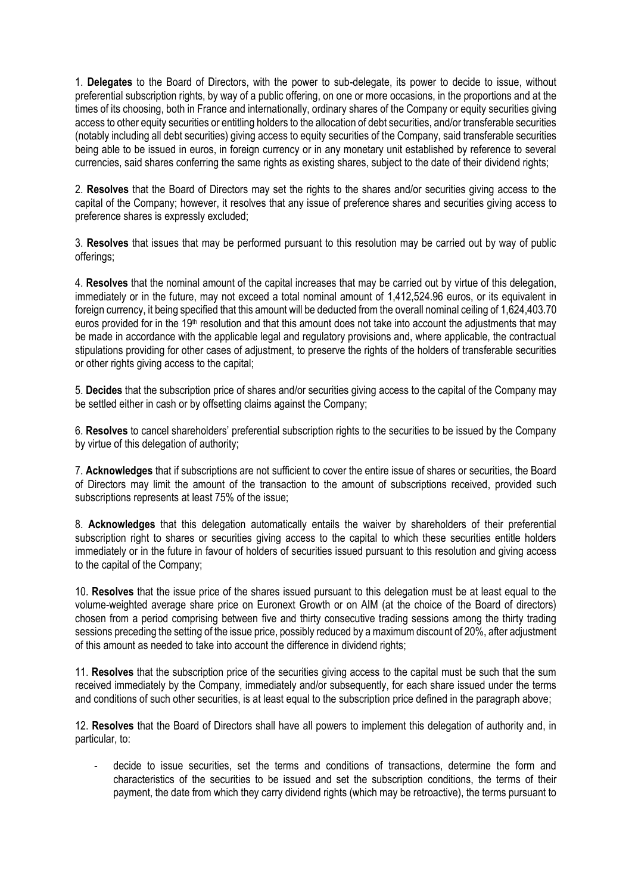1. **Delegates** to the Board of Directors, with the power to sub-delegate, its power to decide to issue, without preferential subscription rights, by way of a public offering, on one or more occasions, in the proportions and at the times of its choosing, both in France and internationally, ordinary shares of the Company or equity securities giving access to other equity securities or entitling holders to the allocation of debt securities, and/or transferable securities (notably including all debt securities) giving access to equity securities of the Company, said transferable securities being able to be issued in euros, in foreign currency or in any monetary unit established by reference to several currencies, said shares conferring the same rights as existing shares, subject to the date of their dividend rights;

2. **Resolves** that the Board of Directors may set the rights to the shares and/or securities giving access to the capital of the Company; however, it resolves that any issue of preference shares and securities giving access to preference shares is expressly excluded;

3. **Resolves** that issues that may be performed pursuant to this resolution may be carried out by way of public offerings;

4. **Resolves** that the nominal amount of the capital increases that may be carried out by virtue of this delegation, immediately or in the future, may not exceed a total nominal amount of 1,412,524.96 euros, or its equivalent in foreign currency, it being specified that this amount will be deducted from the overall nominal ceiling of 1,624,403.70 euros provided for in the 19th resolution and that this amount does not take into account the adjustments that may be made in accordance with the applicable legal and regulatory provisions and, where applicable, the contractual stipulations providing for other cases of adjustment, to preserve the rights of the holders of transferable securities or other rights giving access to the capital;

5. **Decides** that the subscription price of shares and/or securities giving access to the capital of the Company may be settled either in cash or by offsetting claims against the Company;

6. **Resolves** to cancel shareholders' preferential subscription rights to the securities to be issued by the Company by virtue of this delegation of authority;

7. **Acknowledges** that if subscriptions are not sufficient to cover the entire issue of shares or securities, the Board of Directors may limit the amount of the transaction to the amount of subscriptions received, provided such subscriptions represents at least 75% of the issue;

8. **Acknowledges** that this delegation automatically entails the waiver by shareholders of their preferential subscription right to shares or securities giving access to the capital to which these securities entitle holders immediately or in the future in favour of holders of securities issued pursuant to this resolution and giving access to the capital of the Company;

10. **Resolves** that the issue price of the shares issued pursuant to this delegation must be at least equal to the volume-weighted average share price on Euronext Growth or on AIM (at the choice of the Board of directors) chosen from a period comprising between five and thirty consecutive trading sessions among the thirty trading sessions preceding the setting of the issue price, possibly reduced by a maximum discount of 20%, after adjustment of this amount as needed to take into account the difference in dividend rights;

11. **Resolves** that the subscription price of the securities giving access to the capital must be such that the sum received immediately by the Company, immediately and/or subsequently, for each share issued under the terms and conditions of such other securities, is at least equal to the subscription price defined in the paragraph above;

12. **Resolves** that the Board of Directors shall have all powers to implement this delegation of authority and, in particular, to:

- decide to issue securities, set the terms and conditions of transactions, determine the form and characteristics of the securities to be issued and set the subscription conditions, the terms of their payment, the date from which they carry dividend rights (which may be retroactive), the terms pursuant to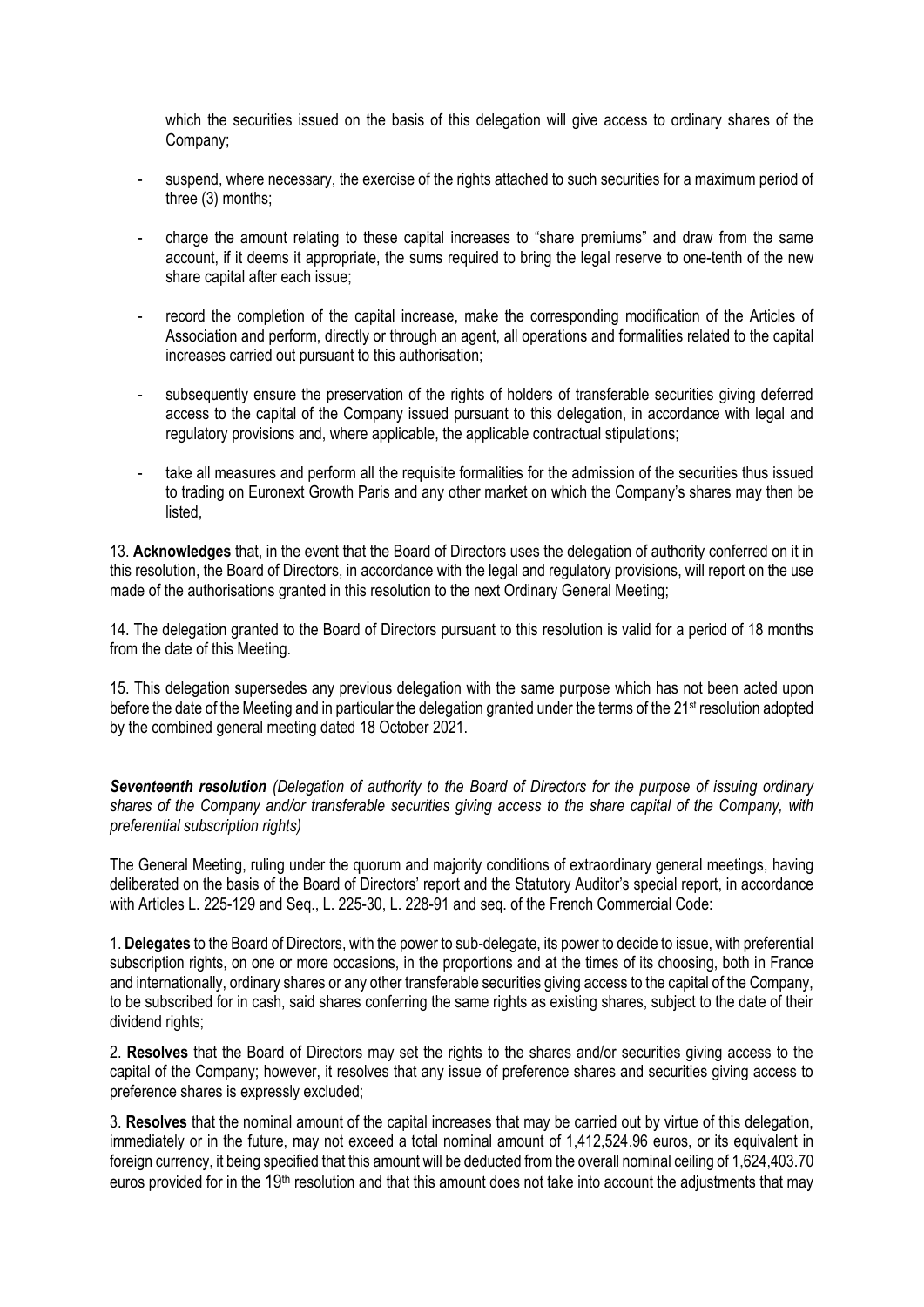which the securities issued on the basis of this delegation will give access to ordinary shares of the Company;

- suspend, where necessary, the exercise of the rights attached to such securities for a maximum period of three (3) months;
- charge the amount relating to these capital increases to "share premiums" and draw from the same account, if it deems it appropriate, the sums required to bring the legal reserve to one-tenth of the new share capital after each issue;
- record the completion of the capital increase, make the corresponding modification of the Articles of Association and perform, directly or through an agent, all operations and formalities related to the capital increases carried out pursuant to this authorisation;
- subsequently ensure the preservation of the rights of holders of transferable securities giving deferred access to the capital of the Company issued pursuant to this delegation, in accordance with legal and regulatory provisions and, where applicable, the applicable contractual stipulations;
- take all measures and perform all the requisite formalities for the admission of the securities thus issued to trading on Euronext Growth Paris and any other market on which the Company's shares may then be listed,

13. **Acknowledges** that, in the event that the Board of Directors uses the delegation of authority conferred on it in this resolution, the Board of Directors, in accordance with the legal and regulatory provisions, will report on the use made of the authorisations granted in this resolution to the next Ordinary General Meeting;

14. The delegation granted to the Board of Directors pursuant to this resolution is valid for a period of 18 months from the date of this Meeting.

15. This delegation supersedes any previous delegation with the same purpose which has not been acted upon before the date of the Meeting and in particular the delegation granted under the terms of the 21st resolution adopted by the combined general meeting dated 18 October 2021.

***Seventeenth resolution*** *(Delegation of authority to the Board of Directors for the purpose of issuing ordinary shares of the Company and/or transferable securities giving access to the share capital of the Company, with preferential subscription rights)*

The General Meeting, ruling under the quorum and majority conditions of extraordinary general meetings, having deliberated on the basis of the Board of Directors' report and the Statutory Auditor's special report, in accordance with Articles L. 225-129 and Seq., L. 225-30, L. 228-91 and seq. of the French Commercial Code:

1. **Delegates** to the Board of Directors, with the power to sub-delegate, its power to decide to issue, with preferential subscription rights, on one or more occasions, in the proportions and at the times of its choosing, both in France and internationally, ordinary shares or any other transferable securities giving access to the capital of the Company, to be subscribed for in cash, said shares conferring the same rights as existing shares, subject to the date of their dividend rights;

2. **Resolves** that the Board of Directors may set the rights to the shares and/or securities giving access to the capital of the Company; however, it resolves that any issue of preference shares and securities giving access to preference shares is expressly excluded;

3. **Resolves** that the nominal amount of the capital increases that may be carried out by virtue of this delegation, immediately or in the future, may not exceed a total nominal amount of 1,412,524.96 euros, or its equivalent in foreign currency, it being specified that this amount will be deducted from the overall nominal ceiling of 1,624,403.70 euros provided for in the 19th resolution and that this amount does not take into account the adjustments that may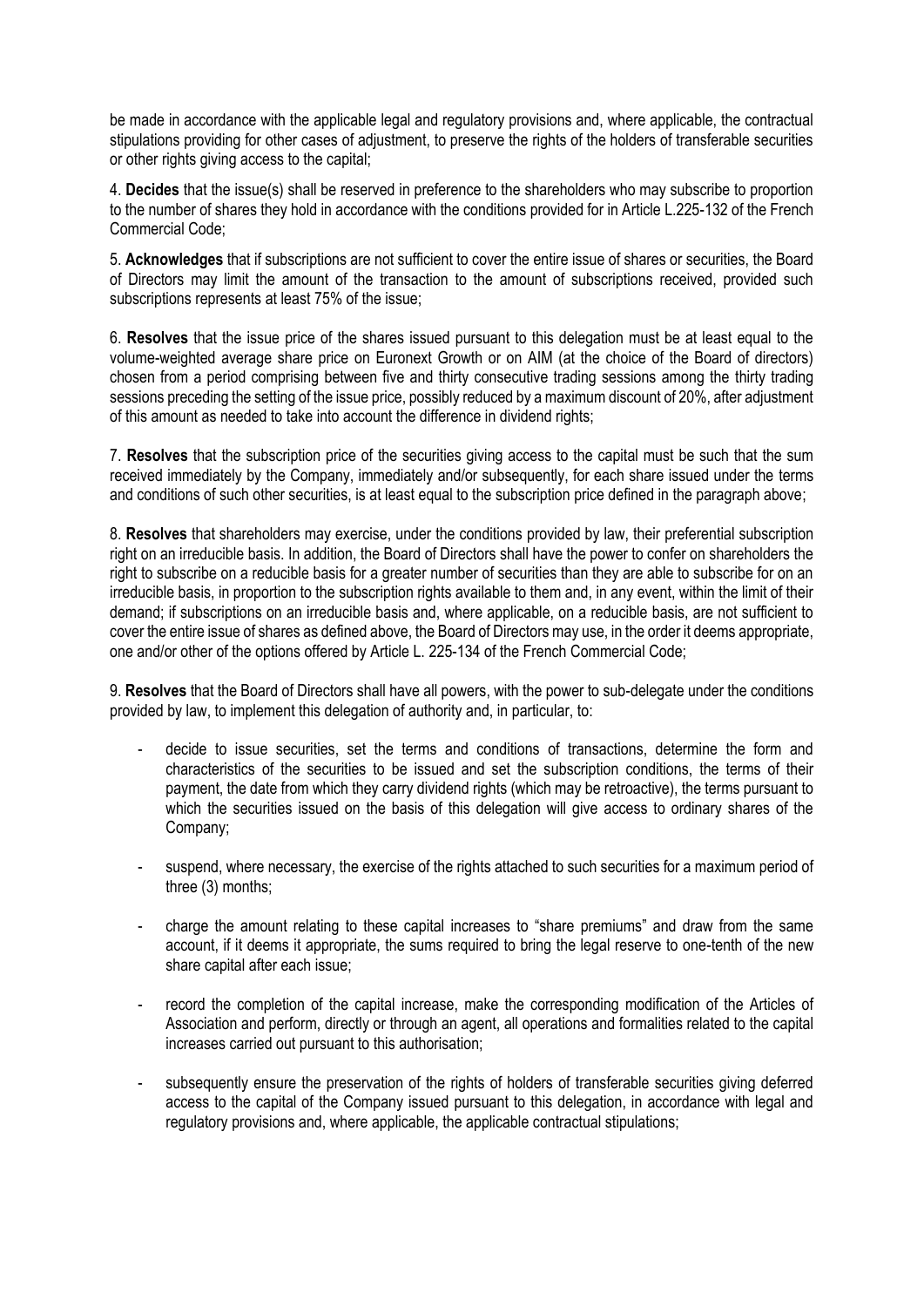be made in accordance with the applicable legal and regulatory provisions and, where applicable, the contractual stipulations providing for other cases of adjustment, to preserve the rights of the holders of transferable securities or other rights giving access to the capital;

4. **Decides** that the issue(s) shall be reserved in preference to the shareholders who may subscribe to proportion to the number of shares they hold in accordance with the conditions provided for in Article L.225-132 of the French Commercial Code;

5. **Acknowledges** that if subscriptions are not sufficient to cover the entire issue of shares or securities, the Board of Directors may limit the amount of the transaction to the amount of subscriptions received, provided such subscriptions represents at least 75% of the issue;

6. **Resolves** that the issue price of the shares issued pursuant to this delegation must be at least equal to the volume-weighted average share price on Euronext Growth or on AIM (at the choice of the Board of directors) chosen from a period comprising between five and thirty consecutive trading sessions among the thirty trading sessions preceding the setting of the issue price, possibly reduced by a maximum discount of 20%, after adjustment of this amount as needed to take into account the difference in dividend rights;

7. **Resolves** that the subscription price of the securities giving access to the capital must be such that the sum received immediately by the Company, immediately and/or subsequently, for each share issued under the terms and conditions of such other securities, is at least equal to the subscription price defined in the paragraph above;

8. **Resolves** that shareholders may exercise, under the conditions provided by law, their preferential subscription right on an irreducible basis. In addition, the Board of Directors shall have the power to confer on shareholders the right to subscribe on a reducible basis for a greater number of securities than they are able to subscribe for on an irreducible basis, in proportion to the subscription rights available to them and, in any event, within the limit of their demand; if subscriptions on an irreducible basis and, where applicable, on a reducible basis, are not sufficient to cover the entire issue of shares as defined above, the Board of Directors may use, in the order it deems appropriate, one and/or other of the options offered by Article L. 225-134 of the French Commercial Code;

9. **Resolves** that the Board of Directors shall have all powers, with the power to sub-delegate under the conditions provided by law, to implement this delegation of authority and, in particular, to:

- decide to issue securities, set the terms and conditions of transactions, determine the form and characteristics of the securities to be issued and set the subscription conditions, the terms of their payment, the date from which they carry dividend rights (which may be retroactive), the terms pursuant to which the securities issued on the basis of this delegation will give access to ordinary shares of the Company;
- suspend, where necessary, the exercise of the rights attached to such securities for a maximum period of three (3) months;
- charge the amount relating to these capital increases to "share premiums" and draw from the same account, if it deems it appropriate, the sums required to bring the legal reserve to one-tenth of the new share capital after each issue;
- record the completion of the capital increase, make the corresponding modification of the Articles of Association and perform, directly or through an agent, all operations and formalities related to the capital increases carried out pursuant to this authorisation;
- subsequently ensure the preservation of the rights of holders of transferable securities giving deferred access to the capital of the Company issued pursuant to this delegation, in accordance with legal and regulatory provisions and, where applicable, the applicable contractual stipulations;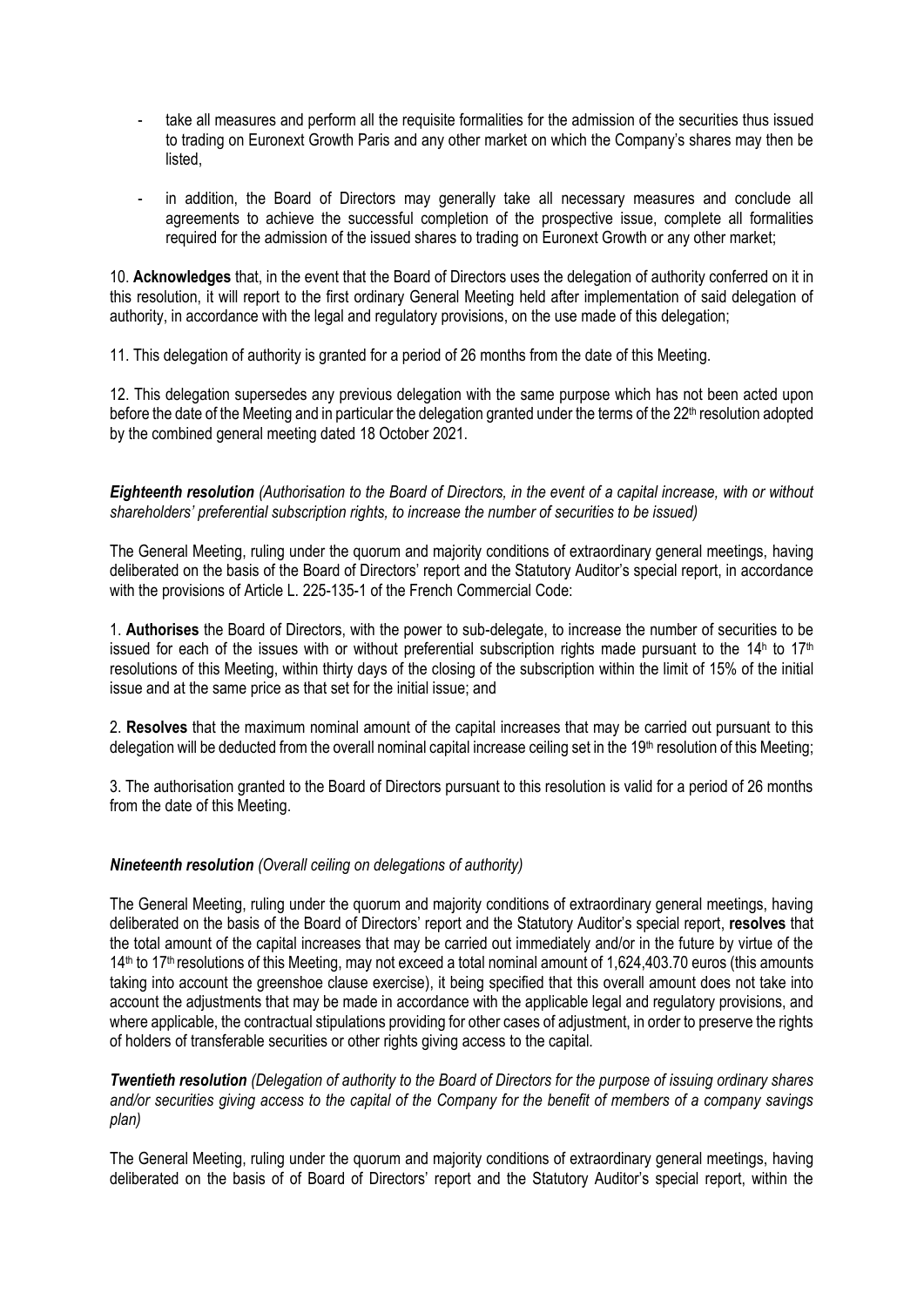- take all measures and perform all the requisite formalities for the admission of the securities thus issued to trading on Euronext Growth Paris and any other market on which the Company's shares may then be listed,

- in addition, the Board of Directors may generally take all necessary measures and conclude all agreements to achieve the successful completion of the prospective issue, complete all formalities required for the admission of the issued shares to trading on Euronext Growth or any other market;

10. **Acknowledges** that, in the event that the Board of Directors uses the delegation of authority conferred on it in this resolution, it will report to the first ordinary General Meeting held after implementation of said delegation of authority, in accordance with the legal and regulatory provisions, on the use made of this delegation;

11. This delegation of authority is granted for a period of 26 months from the date of this Meeting.

12. This delegation supersedes any previous delegation with the same purpose which has not been acted upon before the date of the Meeting and in particular the delegation granted under the terms of the 22th resolution adopted by the combined general meeting dated 18 October 2021.

***Eighteenth resolution*** *(Authorisation to the Board of Directors, in the event of a capital increase, with or without shareholders' preferential subscription rights, to increase the number of securities to be issued)*

The General Meeting, ruling under the quorum and majority conditions of extraordinary general meetings, having deliberated on the basis of the Board of Directors' report and the Statutory Auditor's special report, in accordance with the provisions of Article L. 225-135-1 of the French Commercial Code:

1. **Authorises** the Board of Directors, with the power to sub-delegate, to increase the number of securities to be issued for each of the issues with or without preferential subscription rights made pursuant to the 14h to 17th resolutions of this Meeting, within thirty days of the closing of the subscription within the limit of 15% of the initial issue and at the same price as that set for the initial issue; and

2. **Resolves** that the maximum nominal amount of the capital increases that may be carried out pursuant to this delegation will be deducted from the overall nominal capital increase ceiling set in the 19th resolution of this Meeting;

3. The authorisation granted to the Board of Directors pursuant to this resolution is valid for a period of 26 months from the date of this Meeting.

***Nineteenth resolution*** *(Overall ceiling on delegations of authority)*

The General Meeting, ruling under the quorum and majority conditions of extraordinary general meetings, having deliberated on the basis of the Board of Directors' report and the Statutory Auditor's special report, **resolves** that the total amount of the capital increases that may be carried out immediately and/or in the future by virtue of the 14th to 17th resolutions of this Meeting, may not exceed a total nominal amount of 1,624,403.70 euros (this amounts taking into account the greenshoe clause exercise), it being specified that this overall amount does not take into account the adjustments that may be made in accordance with the applicable legal and regulatory provisions, and where applicable, the contractual stipulations providing for other cases of adjustment, in order to preserve the rights of holders of transferable securities or other rights giving access to the capital.

***Twentieth resolution*** *(Delegation of authority to the Board of Directors for the purpose of issuing ordinary shares and/or securities giving access to the capital of the Company for the benefit of members of a company savings plan)*

The General Meeting, ruling under the quorum and majority conditions of extraordinary general meetings, having deliberated on the basis of of Board of Directors' report and the Statutory Auditor's special report, within the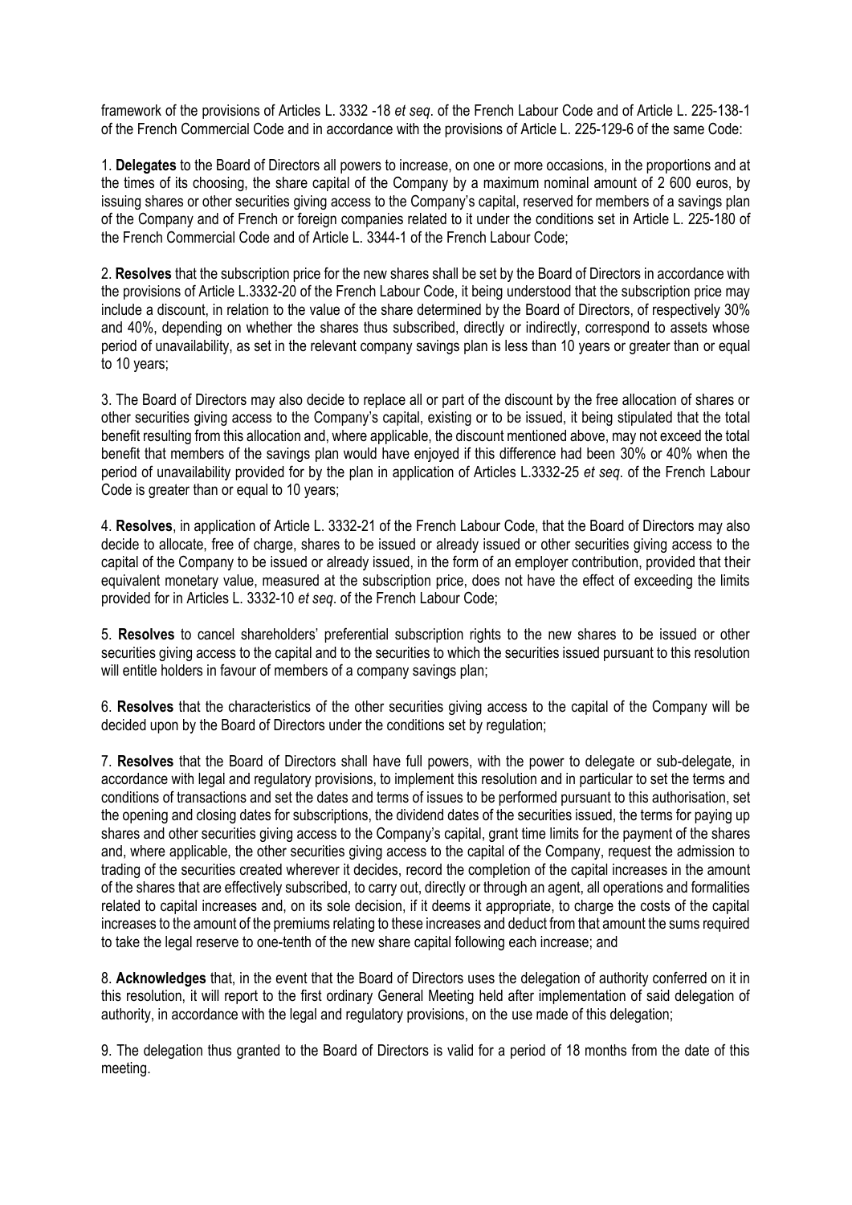framework of the provisions of Articles L. 3332 -18 *et seq*. of the French Labour Code and of Article L. 225-138-1 of the French Commercial Code and in accordance with the provisions of Article L. 225-129-6 of the same Code:

1. **Delegates** to the Board of Directors all powers to increase, on one or more occasions, in the proportions and at the times of its choosing, the share capital of the Company by a maximum nominal amount of 2 600 euros, by issuing shares or other securities giving access to the Company's capital, reserved for members of a savings plan of the Company and of French or foreign companies related to it under the conditions set in Article L. 225-180 of the French Commercial Code and of Article L. 3344-1 of the French Labour Code;

2. **Resolves** that the subscription price for the new shares shall be set by the Board of Directors in accordance with the provisions of Article L.3332-20 of the French Labour Code, it being understood that the subscription price may include a discount, in relation to the value of the share determined by the Board of Directors, of respectively 30% and 40%, depending on whether the shares thus subscribed, directly or indirectly, correspond to assets whose period of unavailability, as set in the relevant company savings plan is less than 10 years or greater than or equal to 10 years;

3. The Board of Directors may also decide to replace all or part of the discount by the free allocation of shares or other securities giving access to the Company's capital, existing or to be issued, it being stipulated that the total benefit resulting from this allocation and, where applicable, the discount mentioned above, may not exceed the total benefit that members of the savings plan would have enjoyed if this difference had been 30% or 40% when the period of unavailability provided for by the plan in application of Articles L.3332-25 *et seq*. of the French Labour Code is greater than or equal to 10 years;

4. **Resolves**, in application of Article L. 3332-21 of the French Labour Code, that the Board of Directors may also decide to allocate, free of charge, shares to be issued or already issued or other securities giving access to the capital of the Company to be issued or already issued, in the form of an employer contribution, provided that their equivalent monetary value, measured at the subscription price, does not have the effect of exceeding the limits provided for in Articles L. 3332-10 *et seq*. of the French Labour Code;

5. **Resolves** to cancel shareholders' preferential subscription rights to the new shares to be issued or other securities giving access to the capital and to the securities to which the securities issued pursuant to this resolution will entitle holders in favour of members of a company savings plan;

6. **Resolves** that the characteristics of the other securities giving access to the capital of the Company will be decided upon by the Board of Directors under the conditions set by regulation;

7. **Resolves** that the Board of Directors shall have full powers, with the power to delegate or sub-delegate, in accordance with legal and regulatory provisions, to implement this resolution and in particular to set the terms and conditions of transactions and set the dates and terms of issues to be performed pursuant to this authorisation, set the opening and closing dates for subscriptions, the dividend dates of the securities issued, the terms for paying up shares and other securities giving access to the Company's capital, grant time limits for the payment of the shares and, where applicable, the other securities giving access to the capital of the Company, request the admission to trading of the securities created wherever it decides, record the completion of the capital increases in the amount of the shares that are effectively subscribed, to carry out, directly or through an agent, all operations and formalities related to capital increases and, on its sole decision, if it deems it appropriate, to charge the costs of the capital increases to the amount of the premiums relating to these increases and deduct from that amount the sums required to take the legal reserve to one-tenth of the new share capital following each increase; and

8. **Acknowledges** that, in the event that the Board of Directors uses the delegation of authority conferred on it in this resolution, it will report to the first ordinary General Meeting held after implementation of said delegation of authority, in accordance with the legal and regulatory provisions, on the use made of this delegation;

9. The delegation thus granted to the Board of Directors is valid for a period of 18 months from the date of this meeting.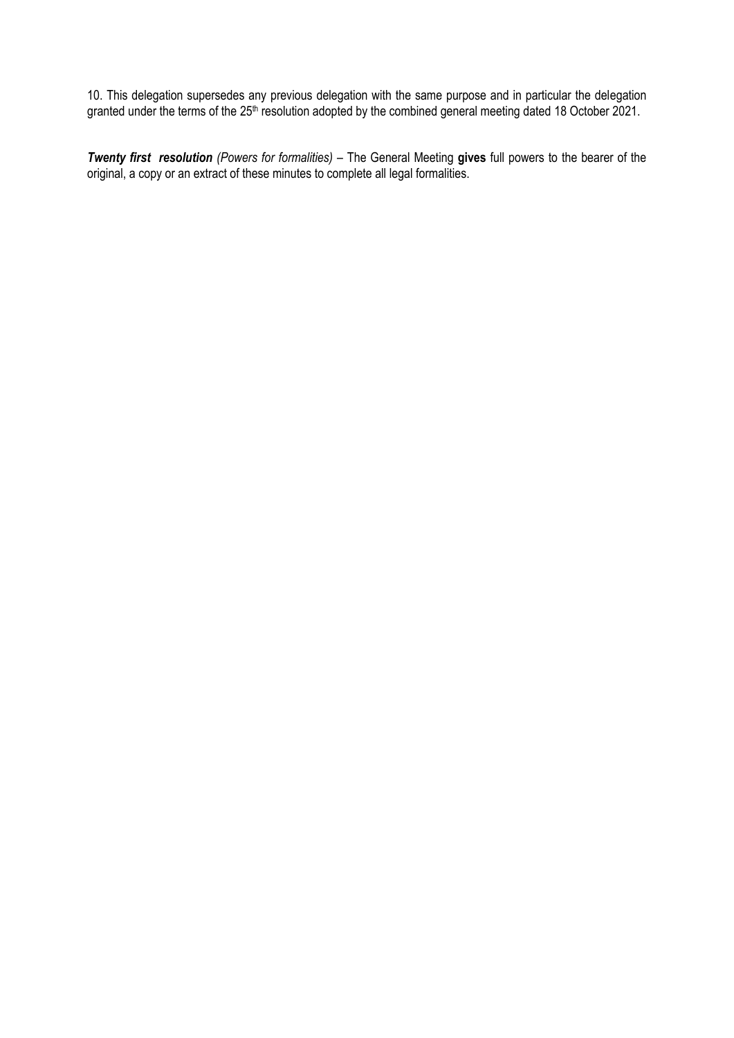10. This delegation supersedes any previous delegation with the same purpose and in particular the delegation granted under the terms of the 25th resolution adopted by the combined general meeting dated 18 October 2021.

***Twenty first resolution*** *(Powers for formalities)* – The General Meeting **gives** full powers to the bearer of the original, a copy or an extract of these minutes to complete all legal formalities.